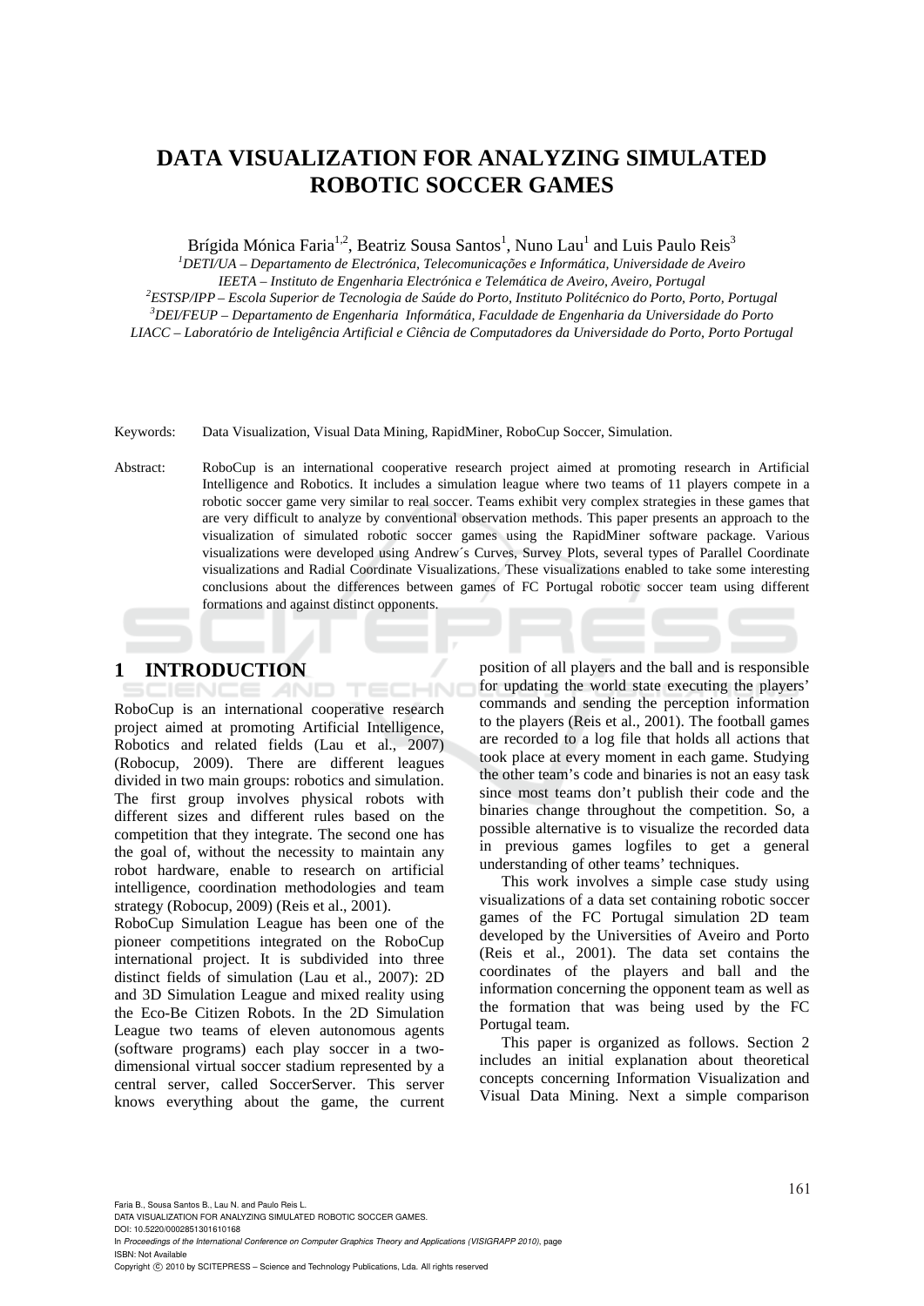# DATA VISUALIZATION FOR ANALYZING SIMULATED ROBOTIC SOCCER GAMES

Brígida Mónica Faria[1,2], Beatriz Sousa Santos[1], Nuno Lau[1] and Luis Paulo Reis[3]

[1]*DETI/UA – Departamento de Electrónica, Telecomunicações e Informática, Universidade de Aveiro*
*IEETA – Instituto de Engenharia Electrónica e Telemática de Aveiro, Aveiro, Portugal*
[2]*ESTSP/IPP – Escola Superior de Tecnologia de Saúde do Porto, Instituto Politécnico do Porto, Porto, Portugal*
[3]*DEI/FEUP – Departamento de Engenharia Informática, Faculdade de Engenharia da Universidade do Porto*
*LIACC – Laboratório de Inteligência Artificial e Ciência de Computadores da Universidade do Porto, Porto Portugal*

Keywords: Data Visualization, Visual Data Mining, RapidMiner, RoboCup Soccer, Simulation.

Abstract: RoboCup is an international cooperative research project aimed at promoting research in Artificial Intelligence and Robotics. It includes a simulation league where two teams of 11 players compete in a robotic soccer game very similar to real soccer. Teams exhibit very complex strategies in these games that are very difficult to analyze by conventional observation methods. This paper presents an approach to the visualization of simulated robotic soccer games using the RapidMiner software package. Various visualizations were developed using Andrew´s Curves, Survey Plots, several types of Parallel Coordinate visualizations and Radial Coordinate Visualizations. These visualizations enabled to take some interesting conclusions about the differences between games of FC Portugal robotic soccer team using different formations and against distinct opponents.

## 1 INTRODUCTION

RoboCup is an international cooperative research project aimed at promoting Artificial Intelligence, Robotics and related fields (Lau et al., 2007) (Robocup, 2009). There are different leagues divided in two main groups: robotics and simulation. The first group involves physical robots with different sizes and different rules based on the competition that they integrate. The second one has the goal of, without the necessity to maintain any robot hardware, enable to research on artificial intelligence, coordination methodologies and team strategy (Robocup, 2009) (Reis et al., 2001).

RoboCup Simulation League has been one of the pioneer competitions integrated on the RoboCup international project. It is subdivided into three distinct fields of simulation (Lau et al., 2007): 2D and 3D Simulation League and mixed reality using the Eco-Be Citizen Robots. In the 2D Simulation League two teams of eleven autonomous agents (software programs) each play soccer in a two-dimensional virtual soccer stadium represented by a central server, called SoccerServer. This server knows everything about the game, the current position of all players and the ball and is responsible for updating the world state executing the players' commands and sending the perception information to the players (Reis et al., 2001). The football games are recorded to a log file that holds all actions that took place at every moment in each game. Studying the other team's code and binaries is not an easy task since most teams don't publish their code and the binaries change throughout the competition. So, a possible alternative is to visualize the recorded data in previous games logfiles to get a general understanding of other teams' techniques.

This work involves a simple case study using visualizations of a data set containing robotic soccer games of the FC Portugal simulation 2D team developed by the Universities of Aveiro and Porto (Reis et al., 2001). The data set contains the coordinates of the players and ball and the information concerning the opponent team as well as the formation that was being used by the FC Portugal team.

This paper is organized as follows. Section 2 includes an initial explanation about theoretical concepts concerning Information Visualization and Visual Data Mining. Next a simple comparison

Faria B., Sousa Santos B., Lau N. and Paulo Reis L.
DATA VISUALIZATION FOR ANALYZING SIMULATED ROBOTIC SOCCER GAMES.
DOI: 10.5220/0002851301610168
In *Proceedings of the International Conference on Computer Graphics Theory and Applications (VISIGRAPP 2010)*, page
ISBN: Not Available
Copyright © 2010 by SCITEPRESS – Science and Technology Publications, Lda. All rights reserved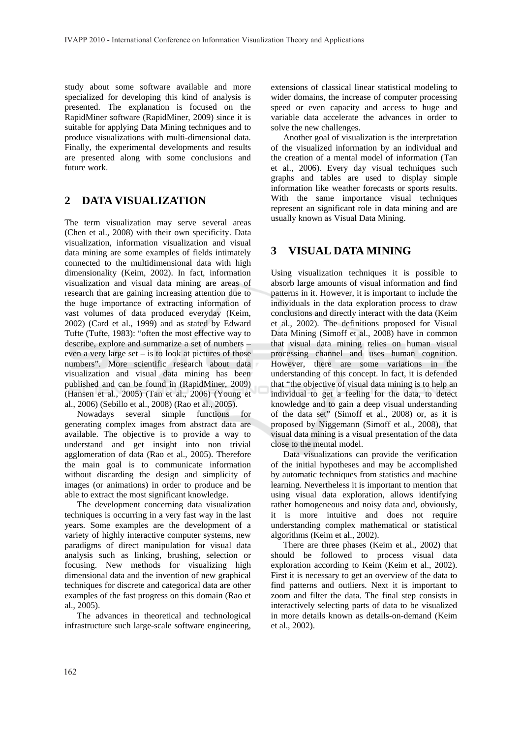study about some software available and more specialized for developing this kind of analysis is presented. The explanation is focused on the RapidMiner software (RapidMiner, 2009) since it is suitable for applying Data Mining techniques and to produce visualizations with multi-dimensional data. Finally, the experimental developments and results are presented along with some conclusions and future work.

## 2 DATA VISUALIZATION

The term visualization may serve several areas (Chen et al., 2008) with their own specificity. Data visualization, information visualization and visual data mining are some examples of fields intimately connected to the multidimensional data with high dimensionality (Keim, 2002). In fact, information visualization and visual data mining are areas of research that are gaining increasing attention due to the huge importance of extracting information of vast volumes of data produced everyday (Keim, 2002) (Card et al., 1999) and as stated by Edward Tufte (Tufte, 1983): "often the most effective way to describe, explore and summarize a set of numbers – even a very large set – is to look at pictures of those numbers". More scientific research about data visualization and visual data mining has been published and can be found in (RapidMiner, 2009) (Hansen et al., 2005) (Tan et al., 2006) (Young et al., 2006) (Sebillo et al., 2008) (Rao et al., 2005).

Nowadays several simple functions for generating complex images from abstract data are available. The objective is to provide a way to understand and get insight into non trivial agglomeration of data (Rao et al., 2005). Therefore the main goal is to communicate information without discarding the design and simplicity of images (or animations) in order to produce and be able to extract the most significant knowledge.

The development concerning data visualization techniques is occurring in a very fast way in the last years. Some examples are the development of a variety of highly interactive computer systems, new paradigms of direct manipulation for visual data analysis such as linking, brushing, selection or focusing. New methods for visualizing high dimensional data and the invention of new graphical techniques for discrete and categorical data are other examples of the fast progress on this domain (Rao et al., 2005).

The advances in theoretical and technological infrastructure such large-scale software engineering, extensions of classical linear statistical modeling to wider domains, the increase of computer processing speed or even capacity and access to huge and variable data accelerate the advances in order to solve the new challenges.

Another goal of visualization is the interpretation of the visualized information by an individual and the creation of a mental model of information (Tan et al., 2006). Every day visual techniques such graphs and tables are used to display simple information like weather forecasts or sports results. With the same importance visual techniques represent an significant role in data mining and are usually known as Visual Data Mining.

## 3 VISUAL DATA MINING

Using visualization techniques it is possible to absorb large amounts of visual information and find patterns in it. However, it is important to include the individuals in the data exploration process to draw conclusions and directly interact with the data (Keim et al., 2002). The definitions proposed for Visual Data Mining (Simoff et al., 2008) have in common that visual data mining relies on human visual processing channel and uses human cognition. However, there are some variations in the understanding of this concept. In fact, it is defended that "the objective of visual data mining is to help an individual to get a feeling for the data, to detect knowledge and to gain a deep visual understanding of the data set" (Simoff et al., 2008) or, as it is proposed by Niggemann (Simoff et al., 2008), that visual data mining is a visual presentation of the data close to the mental model.

Data visualizations can provide the verification of the initial hypotheses and may be accomplished by automatic techniques from statistics and machine learning. Nevertheless it is important to mention that using visual data exploration, allows identifying rather homogeneous and noisy data and, obviously, it is more intuitive and does not require understanding complex mathematical or statistical algorithms (Keim et al., 2002).

There are three phases (Keim et al., 2002) that should be followed to process visual data exploration according to Keim (Keim et al., 2002). First it is necessary to get an overview of the data to find patterns and outliers. Next it is important to zoom and filter the data. The final step consists in interactively selecting parts of data to be visualized in more details known as details-on-demand (Keim et al., 2002).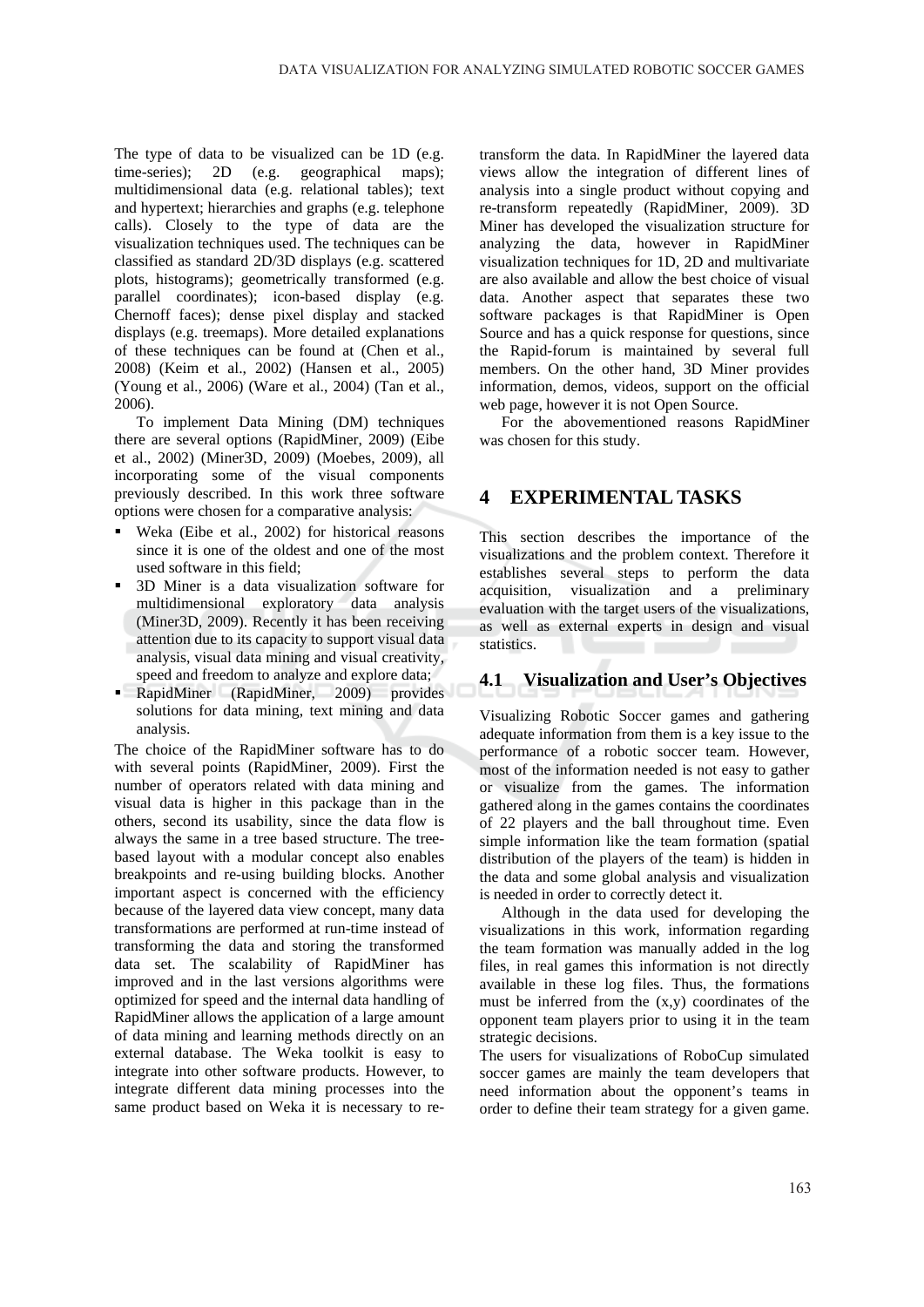The type of data to be visualized can be 1D (e.g. time-series); 2D (e.g. geographical maps); multidimensional data (e.g. relational tables); text and hypertext; hierarchies and graphs (e.g. telephone calls). Closely to the type of data are the visualization techniques used. The techniques can be classified as standard 2D/3D displays (e.g. scattered plots, histograms); geometrically transformed (e.g. parallel coordinates); icon-based display (e.g. Chernoff faces); dense pixel display and stacked displays (e.g. treemaps). More detailed explanations of these techniques can be found at (Chen et al., 2008) (Keim et al., 2002) (Hansen et al., 2005) (Young et al., 2006) (Ware et al., 2004) (Tan et al., 2006).

To implement Data Mining (DM) techniques there are several options (RapidMiner, 2009) (Eibe et al., 2002) (Miner3D, 2009) (Moebes, 2009), all incorporating some of the visual components previously described. In this work three software options were chosen for a comparative analysis:

- Weka (Eibe et al., 2002) for historical reasons since it is one of the oldest and one of the most used software in this field;
- 3D Miner is a data visualization software for multidimensional exploratory data analysis (Miner3D, 2009). Recently it has been receiving attention due to its capacity to support visual data analysis, visual data mining and visual creativity, speed and freedom to analyze and explore data;
- RapidMiner (RapidMiner, 2009) provides solutions for data mining, text mining and data analysis.

The choice of the RapidMiner software has to do with several points (RapidMiner, 2009). First the number of operators related with data mining and visual data is higher in this package than in the others, second its usability, since the data flow is always the same in a tree based structure. The tree-based layout with a modular concept also enables breakpoints and re-using building blocks. Another important aspect is concerned with the efficiency because of the layered data view concept, many data transformations are performed at run-time instead of transforming the data and storing the transformed data set. The scalability of RapidMiner has improved and in the last versions algorithms were optimized for speed and the internal data handling of RapidMiner allows the application of a large amount of data mining and learning methods directly on an external database. The Weka toolkit is easy to integrate into other software products. However, to integrate different data mining processes into the same product based on Weka it is necessary to re-transform the data. In RapidMiner the layered data views allow the integration of different lines of analysis into a single product without copying and re-transform repeatedly (RapidMiner, 2009). 3D Miner has developed the visualization structure for analyzing the data, however in RapidMiner visualization techniques for 1D, 2D and multivariate are also available and allow the best choice of visual data. Another aspect that separates these two software packages is that RapidMiner is Open Source and has a quick response for questions, since the Rapid-forum is maintained by several full members. On the other hand, 3D Miner provides information, demos, videos, support on the official web page, however it is not Open Source.

For the abovementioned reasons RapidMiner was chosen for this study.

# 4 EXPERIMENTAL TASKS

This section describes the importance of the visualizations and the problem context. Therefore it establishes several steps to perform the data acquisition, visualization and a preliminary evaluation with the target users of the visualizations, as well as external experts in design and visual statistics.

## 4.1 Visualization and User's Objectives

Visualizing Robotic Soccer games and gathering adequate information from them is a key issue to the performance of a robotic soccer team. However, most of the information needed is not easy to gather or visualize from the games. The information gathered along in the games contains the coordinates of 22 players and the ball throughout time. Even simple information like the team formation (spatial distribution of the players of the team) is hidden in the data and some global analysis and visualization is needed in order to correctly detect it.

Although in the data used for developing the visualizations in this work, information regarding the team formation was manually added in the log files, in real games this information is not directly available in these log files. Thus, the formations must be inferred from the (x,y) coordinates of the opponent team players prior to using it in the team strategic decisions.

The users for visualizations of RoboCup simulated soccer games are mainly the team developers that need information about the opponent's teams in order to define their team strategy for a given game.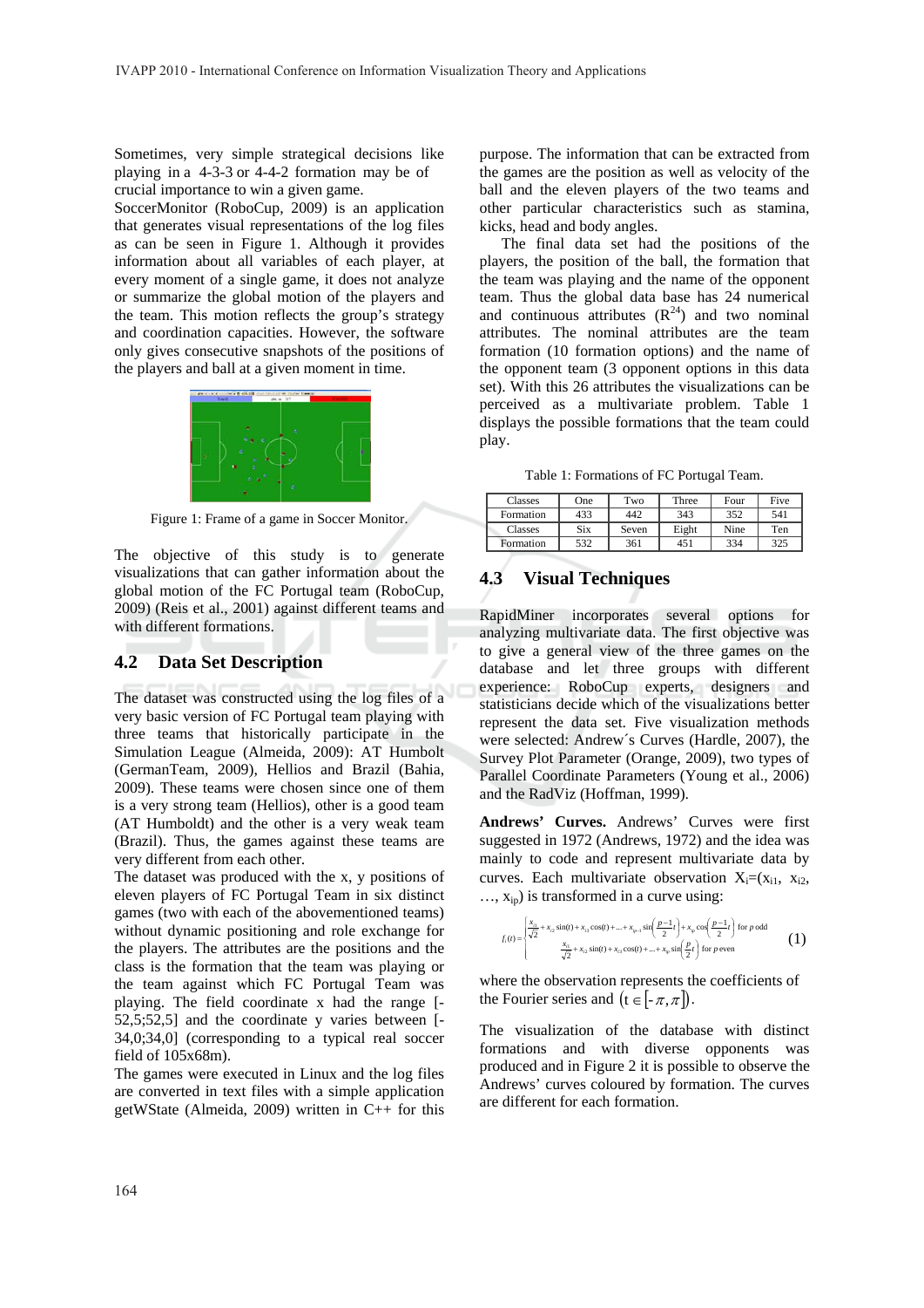Sometimes, very simple strategical decisions like playing in a 4-3-3 or 4-4-2 formation may be of crucial importance to win a given game.

SoccerMonitor (RoboCup, 2009) is an application that generates visual representations of the log files as can be seen in Figure 1. Although it provides information about all variables of each player, at every moment of a single game, it does not analyze or summarize the global motion of the players and the team. This motion reflects the group's strategy and coordination capacities. However, the software only gives consecutive snapshots of the positions of the players and ball at a given moment in time.

Figure 1: Frame of a game in Soccer Monitor.

The objective of this study is to generate visualizations that can gather information about the global motion of the FC Portugal team (RoboCup, 2009) (Reis et al., 2001) against different teams and with different formations.

## 4.2 Data Set Description

The dataset was constructed using the log files of a very basic version of FC Portugal team playing with three teams that historically participate in the Simulation League (Almeida, 2009): AT Humbolt (GermanTeam, 2009), Hellios and Brazil (Bahia, 2009). These teams were chosen since one of them is a very strong team (Hellios), other is a good team (AT Humboldt) and the other is a very weak team (Brazil). Thus, the games against these teams are very different from each other.

The dataset was produced with the x, y positions of eleven players of FC Portugal Team in six distinct games (two with each of the abovementioned teams) without dynamic positioning and role exchange for the players. The attributes are the positions and the class is the formation that the team was playing or the team against which FC Portugal Team was playing. The field coordinate x had the range [-52,5;52,5] and the coordinate y varies between [-34,0;34,0] (corresponding to a typical real soccer field of 105x68m).

The games were executed in Linux and the log files are converted in text files with a simple application getWState (Almeida, 2009) written in C++ for this purpose. The information that can be extracted from the games are the position as well as velocity of the ball and the eleven players of the two teams and other particular characteristics such as stamina, kicks, head and body angles.

The final data set had the positions of the players, the position of the ball, the formation that the team was playing and the name of the opponent team. Thus the global data base has 24 numerical and continuous attributes ($R^{24}$) and two nominal attributes. The nominal attributes are the team formation (10 formation options) and the name of the opponent team (3 opponent options in this data set). With this 26 attributes the visualizations can be perceived as a multivariate problem. Table 1 displays the possible formations that the team could play.

Table 1: Formations of FC Portugal Team.

| Classes | One | Two | Three | Four | Five |
|---|---|---|---|---|---|
| Formation | 433 | 442 | 343 | 352 | 541 |
| Classes | Six | Seven | Eight | Nine | Ten |
| Formation | 532 | 361 | 451 | 334 | 325 |

## 4.3 Visual Techniques

RapidMiner incorporates several options for analyzing multivariate data. The first objective was to give a general view of the three games on the database and let three groups with different experience: RoboCup experts, designers and statisticians decide which of the visualizations better represent the data set. Five visualization methods were selected: Andrew´s Curves (Hardle, 2007), the Survey Plot Parameter (Orange, 2009), two types of Parallel Coordinate Parameters (Young et al., 2006) and the RadViz (Hoffman, 1999).

**Andrews' Curves.** Andrews' Curves were first suggested in 1972 (Andrews, 1972) and the idea was mainly to code and represent multivariate data by curves. Each multivariate observation $X_i=(x_{i1}, x_{i2}, \ldots, x_{ip})$ is transformed in a curve using:

$$f_i(t)=\begin{cases}\frac{x_{i1}}{\sqrt{2}}+x_{i2}\sin(t)+x_{i3}\cos(t)+\ldots+x_{ip-1}\sin\left(\frac{p-1}{2}t\right)+x_{ip}\cos\left(\frac{p-1}{2}t\right) & \text{for } p \text{ odd}\\ \frac{x_{i1}}{\sqrt{2}}+x_{i2}\sin(t)+x_{i3}\cos(t)+\ldots+x_{ip}\sin\left(\frac{p}{2}t\right) & \text{for } p \text{ even}\end{cases} \quad (1)$$

where the observation represents the coefficients of the Fourier series and $\left(t\in\left[-\pi,\pi\right]\right)$.

The visualization of the database with distinct formations and with diverse opponents was produced and in Figure 2 it is possible to observe the Andrews' curves coloured by formation. The curves are different for each formation.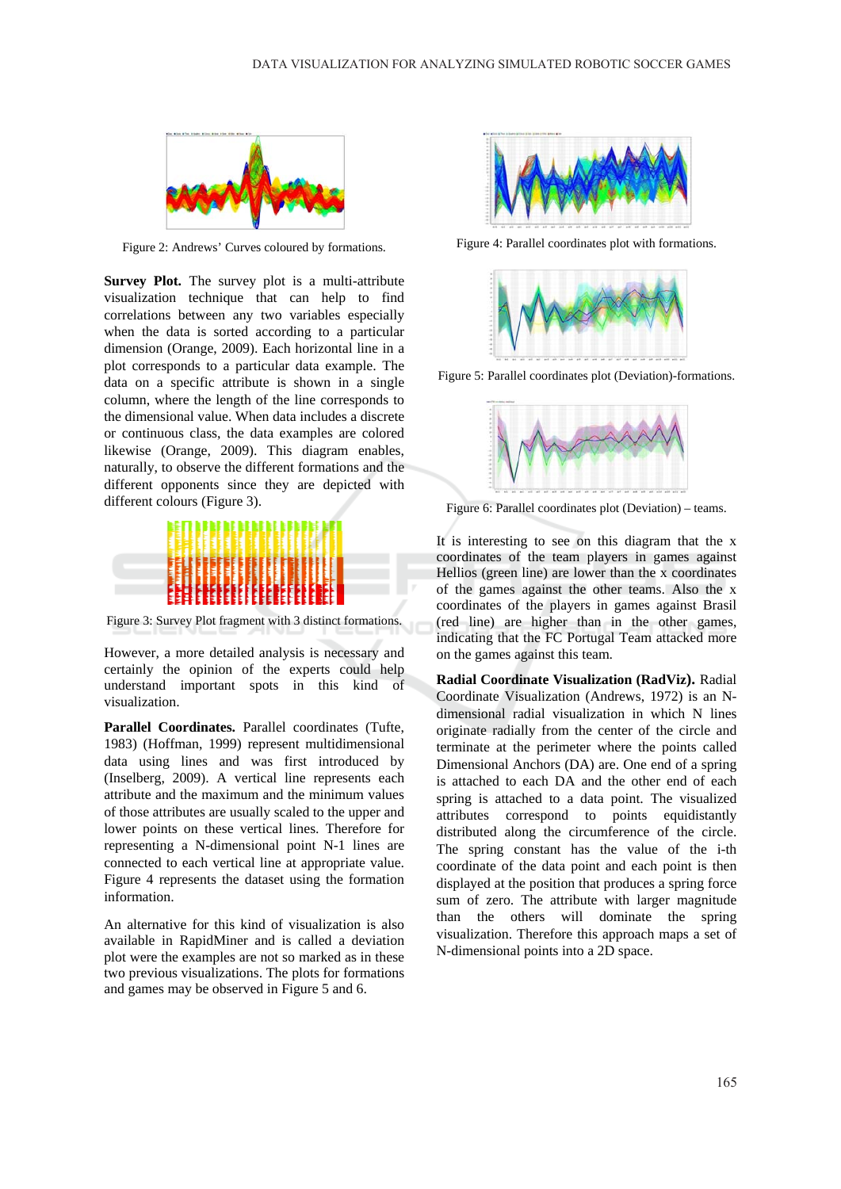Figure 2: Andrews' Curves coloured by formations.

**Survey Plot.** The survey plot is a multi-attribute visualization technique that can help to find correlations between any two variables especially when the data is sorted according to a particular dimension (Orange, 2009). Each horizontal line in a plot corresponds to a particular data example. The data on a specific attribute is shown in a single column, where the length of the line corresponds to the dimensional value. When data includes a discrete or continuous class, the data examples are colored likewise (Orange, 2009). This diagram enables, naturally, to observe the different formations and the different opponents since they are depicted with different colours (Figure 3).

Figure 3: Survey Plot fragment with 3 distinct formations.

However, a more detailed analysis is necessary and certainly the opinion of the experts could help understand important spots in this kind of visualization.

**Parallel Coordinates.** Parallel coordinates (Tufte, 1983) (Hoffman, 1999) represent multidimensional data using lines and was first introduced by (Inselberg, 2009). A vertical line represents each attribute and the maximum and the minimum values of those attributes are usually scaled to the upper and lower points on these vertical lines. Therefore for representing a N-dimensional point N-1 lines are connected to each vertical line at appropriate value. Figure 4 represents the dataset using the formation information.

An alternative for this kind of visualization is also available in RapidMiner and is called a deviation plot were the examples are not so marked as in these two previous visualizations. The plots for formations and games may be observed in Figure 5 and 6.

Figure 4: Parallel coordinates plot with formations.

Figure 5: Parallel coordinates plot (Deviation)-formations.

Figure 6: Parallel coordinates plot (Deviation) – teams.

It is interesting to see on this diagram that the x coordinates of the team players in games against Helios (green line) are lower than the x coordinates of the games against the other teams. Also the x coordinates of the players in games against Brasil (red line) are higher than in the other games, indicating that the FC Portugal Team attacked more on the games against this team.

**Radial Coordinate Visualization (RadViz).** Radial Coordinate Visualization (Andrews, 1972) is an N-dimensional radial visualization in which N lines originate radially from the center of the circle and terminate at the perimeter where the points called Dimensional Anchors (DA) are. One end of a spring is attached to each DA and the other end of each spring is attached to a data point. The visualized attributes correspond to points equidistantly distributed along the circumference of the circle. The spring constant has the value of the i-th coordinate of the data point and each point is then displayed at the position that produces a spring force sum of zero. The attribute with larger magnitude than the others will dominate the spring visualization. Therefore this approach maps a set of N-dimensional points into a 2D space.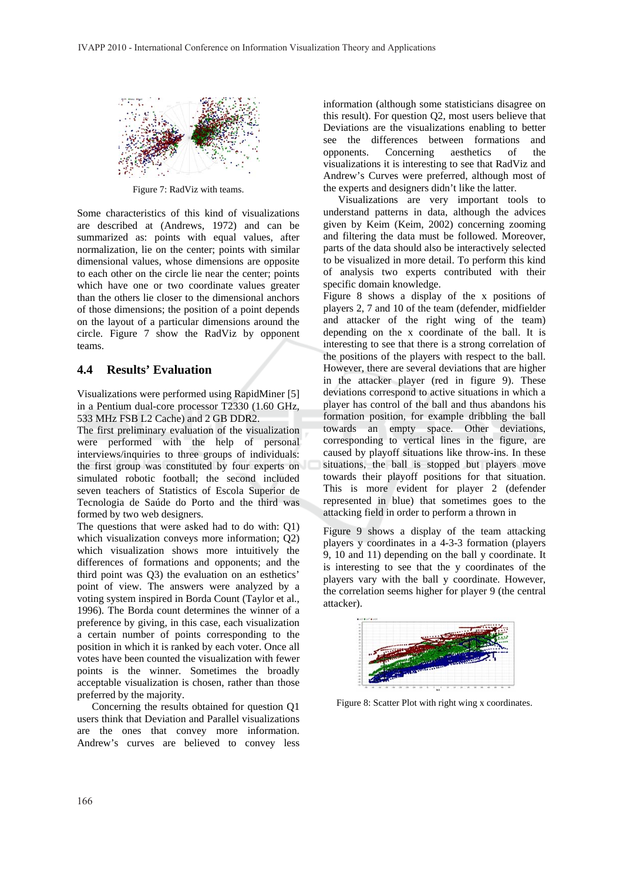Figure 7: RadViz with teams.

Some characteristics of this kind of visualizations are described at (Andrews, 1972) and can be summarized as: points with equal values, after normalization, lie on the center; points with similar dimensional values, whose dimensions are opposite to each other on the circle lie near the center; points which have one or two coordinate values greater than the others lie closer to the dimensional anchors of those dimensions; the position of a point depends on the layout of a particular dimensions around the circle. Figure 7 show the RadViz by opponent teams.

### 4.4 Results' Evaluation

Visualizations were performed using RapidMiner [5] in a Pentium dual-core processor T2330 (1.60 GHz, 533 MHz FSB L2 Cache) and 2 GB DDR2.

The first preliminary evaluation of the visualization were performed with the help of personal interviews/inquiries to three groups of individuals: the first group was constituted by four experts on simulated robotic football; the second included seven teachers of Statistics of Escola Superior de Tecnologia de Saúde do Porto and the third was formed by two web designers.

The questions that were asked had to do with: Q1) which visualization conveys more information; Q2) which visualization shows more intuitively the differences of formations and opponents; and the third point was Q3) the evaluation on an esthetics' point of view. The answers were analyzed by a voting system inspired in Borda Count (Taylor et al., 1996). The Borda count determines the winner of a preference by giving, in this case, each visualization a certain number of points corresponding to the position in which it is ranked by each voter. Once all votes have been counted the visualization with fewer points is the winner. Sometimes the broadly acceptable visualization is chosen, rather than those preferred by the majority.

Concerning the results obtained for question Q1 users think that Deviation and Parallel visualizations are the ones that convey more information. Andrew's curves are believed to convey less information (although some statisticians disagree on this result). For question Q2, most users believe that Deviations are the visualizations enabling to better see the differences between formations and opponents. Concerning aesthetics of the visualizations it is interesting to see that RadViz and Andrew's Curves were preferred, although most of the experts and designers didn't like the latter.

Visualizations are very important tools to understand patterns in data, although the advices given by Keim (Keim, 2002) concerning zooming and filtering the data must be followed. Moreover, parts of the data should also be interactively selected to be visualized in more detail. To perform this kind of analysis two experts contributed with their specific domain knowledge.

Figure 8 shows a display of the x positions of players 2, 7 and 10 of the team (defender, midfielder and attacker of the right wing of the team) depending on the x coordinate of the ball. It is interesting to see that there is a strong correlation of the positions of the players with respect to the ball. However, there are several deviations that are higher in the attacker player (red in figure 9). These deviations correspond to active situations in which a player has control of the ball and thus abandons his formation position, for example dribbling the ball towards an empty space. Other deviations, corresponding to vertical lines in the figure, are caused by playoff situations like throw-ins. In these situations, the ball is stopped but players move towards their playoff positions for that situation. This is more evident for player 2 (defender represented in blue) that sometimes goes to the attacking field in order to perform a thrown in

Figure 9 shows a display of the team attacking players y coordinates in a 4-3-3 formation (players 9, 10 and 11) depending on the ball y coordinate. It is interesting to see that the y coordinates of the players vary with the ball y coordinate. However, the correlation seems higher for player 9 (the central attacker).

Figure 8: Scatter Plot with right wing x coordinates.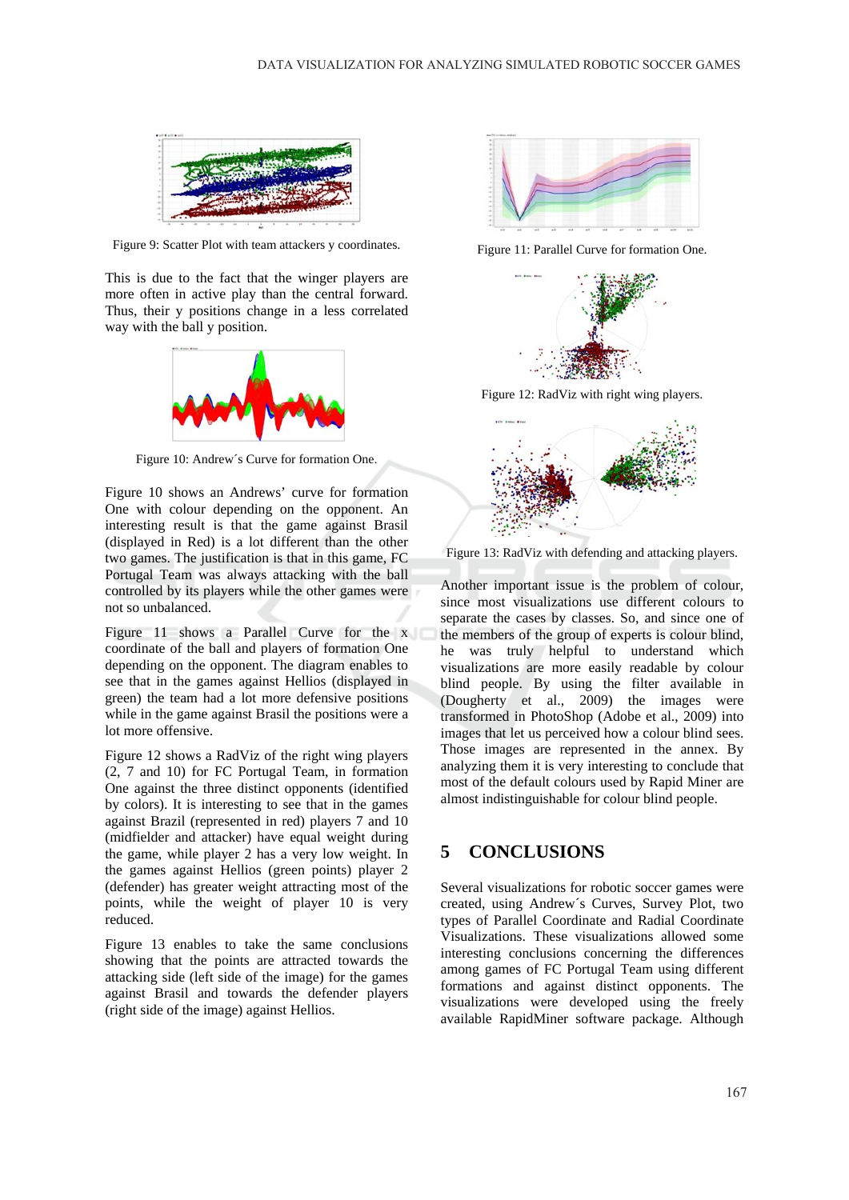Figure 9: Scatter Plot with team attackers y coordinates.

This is due to the fact that the winger players are more often in active play than the central forward. Thus, their y positions change in a less correlated way with the ball y position.

Figure 10: Andrew´s Curve for formation One.

Figure 10 shows an Andrews' curve for formation One with colour depending on the opponent. An interesting result is that the game against Brasil (displayed in Red) is a lot different than the other two games. The justification is that in this game, FC Portugal Team was always attacking with the ball controlled by its players while the other games were not so unbalanced.

Figure 11 shows a Parallel Curve for the x coordinate of the ball and players of formation One depending on the opponent. The diagram enables to see that in the games against Hellios (displayed in green) the team had a lot more defensive positions while in the game against Brasil the positions were a lot more offensive.

Figure 12 shows a RadViz of the right wing players (2, 7 and 10) for FC Portugal Team, in formation One against the three distinct opponents (identified by colors). It is interesting to see that in the games against Brazil (represented in red) players 7 and 10 (midfielder and attacker) have equal weight during the game, while player 2 has a very low weight. In the games against Hellios (green points) player 2 (defender) has greater weight attracting most of the points, while the weight of player 10 is very reduced.

Figure 13 enables to take the same conclusions showing that the points are attracted towards the attacking side (left side of the image) for the games against Brasil and towards the defender players (right side of the image) against Hellios.

Figure 11: Parallel Curve for formation One.

Figure 12: RadViz with right wing players.

Figure 13: RadViz with defending and attacking players.

Another important issue is the problem of colour, since most visualizations use different colours to separate the cases by classes. So, and since one of the members of the group of experts is colour blind, he was truly helpful to understand which visualizations are more easily readable by colour blind people. By using the filter available in (Dougherty et al., 2009) the images were transformed in PhotoShop (Adobe et al., 2009) into images that let us perceived how a colour blind sees. Those images are represented in the annex. By analyzing them it is very interesting to conclude that most of the default colours used by Rapid Miner are almost indistinguishable for colour blind people.

## 5 CONCLUSIONS

Several visualizations for robotic soccer games were created, using Andrew´s Curves, Survey Plot, two types of Parallel Coordinate and Radial Coordinate Visualizations. These visualizations allowed some interesting conclusions concerning the differences among games of FC Portugal Team using different formations and against distinct opponents. The visualizations were developed using the freely available RapidMiner software package. Although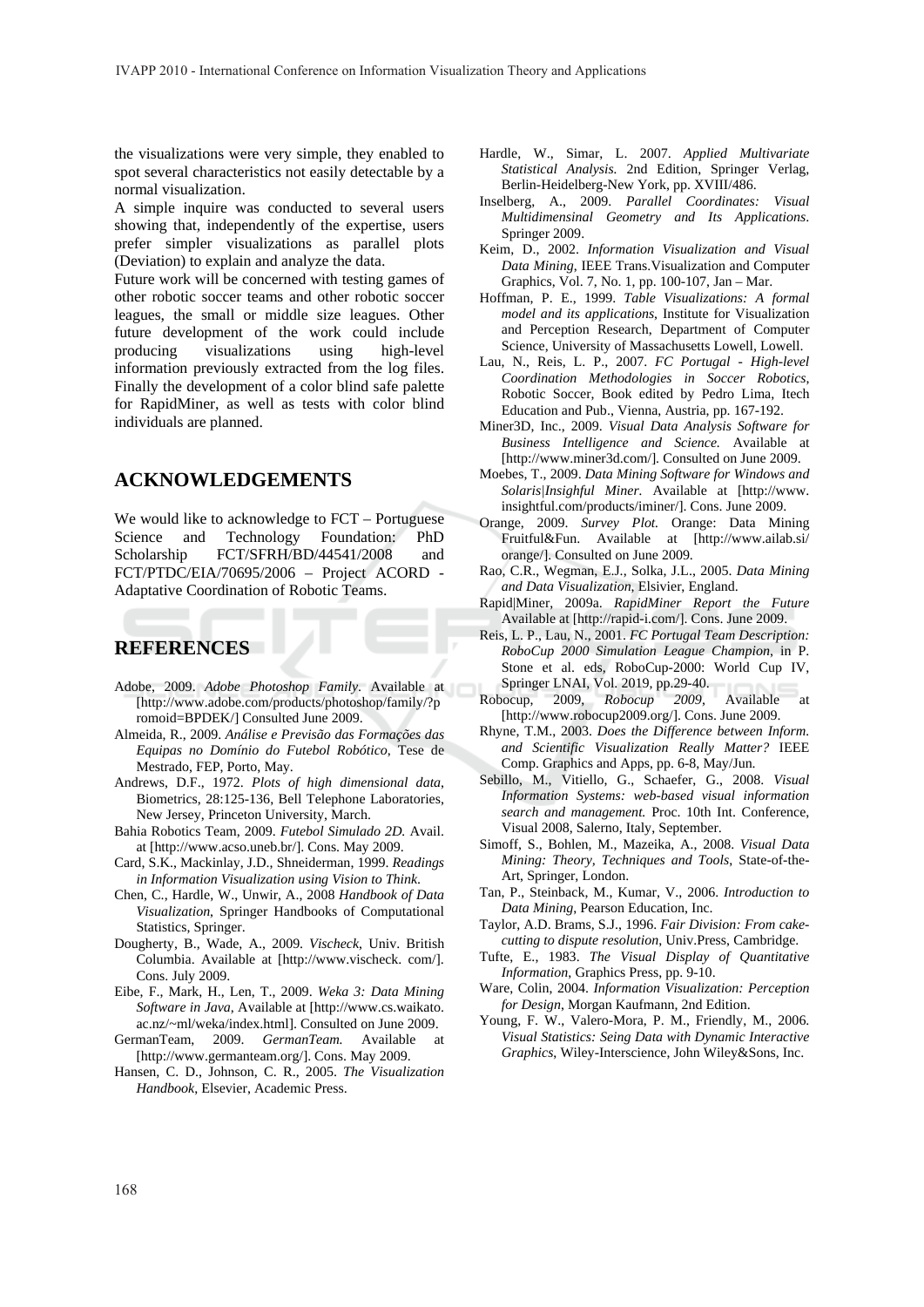the visualizations were very simple, they enabled to spot several characteristics not easily detectable by a normal visualization.

A simple inquire was conducted to several users showing that, independently of the expertise, users prefer simpler visualizations as parallel plots (Deviation) to explain and analyze the data.

Future work will be concerned with testing games of other robotic soccer teams and other robotic soccer leagues, the small or middle size leagues. Other future development of the work could include producing visualizations using high-level information previously extracted from the log files. Finally the development of a color blind safe palette for RapidMiner, as well as tests with color blind individuals are planned.

## ACKNOWLEDGEMENTS

We would like to acknowledge to FCT – Portuguese Science and Technology Foundation: PhD Scholarship FCT/SFRH/BD/44541/2008 and FCT/PTDC/EIA/70695/2006 – Project ACORD - Adaptative Coordination of Robotic Teams.

## REFERENCES

Adobe, 2009. *Adobe Photoshop Family*. Available at [http://www.adobe.com/products/photoshop/family/?promoid=BPDEK/] Consulted June 2009.

Almeida, R., 2009. *Análise e Previsão das Formações das Equipas no Domínio do Futebol Robótico*, Tese de Mestrado, FEP, Porto, May.

Andrews, D.F., 1972. *Plots of high dimensional data*, Biometrics, 28:125-136, Bell Telephone Laboratories, New Jersey, Princeton University, March.

Bahia Robotics Team, 2009. *Futebol Simulado 2D.* Avail. at [http://www.acso.uneb.br/]. Cons. May 2009.

Card, S.K., Mackinlay, J.D., Shneiderman, 1999. *Readings in Information Visualization using Vision to Think.*

Chen, C., Hardle, W., Unwir, A., 2008 *Handbook of Data Visualization*, Springer Handbooks of Computational Statistics, Springer.

Dougherty, B., Wade, A., 2009. *Vischeck*, Univ. British Columbia. Available at [http://www.vischeck. com/]. Cons. July 2009.

Eibe, F., Mark, H., Len, T., 2009. *Weka 3: Data Mining Software in Java*, Available at [http://www.cs.waikato. ac.nz/~ml/weka/index.html]. Consulted on June 2009.

GermanTeam, 2009. *GermanTeam.* Available at [http://www.germanteam.org/]. Cons. May 2009.

Hansen, C. D., Johnson, C. R., 2005. *The Visualization Handbook*, Elsevier, Academic Press.

Hardle, W., Simar, L. 2007. *Applied Multivariate Statistical Analysis.* 2nd Edition, Springer Verlag, Berlin-Heidelberg-New York, pp. XVIII/486.

Inselberg, A., 2009. *Parallel Coordinates: Visual Multidimensinal Geometry and Its Applications*. Springer 2009.

Keim, D., 2002. *Information Visualization and Visual Data Mining*, IEEE Trans.Visualization and Computer Graphics, Vol. 7, No. 1, pp. 100-107, Jan – Mar.

Hoffman, P. E., 1999. *Table Visualizations: A formal model and its applications*, Institute for Visualization and Perception Research, Department of Computer Science, University of Massachusetts Lowell, Lowell.

Lau, N., Reis, L. P., 2007. *FC Portugal - High-level Coordination Methodologies in Soccer Robotics*, Robotic Soccer, Book edited by Pedro Lima, Itech Education and Pub., Vienna, Austria, pp. 167-192.

Miner3D, Inc., 2009. *Visual Data Analysis Software for Business Intelligence and Science.* Available at [http://www.miner3d.com/]. Consulted on June 2009.

Moebes, T., 2009. *Data Mining Software for Windows and Solaris|Insighful Miner.* Available at [http://www. insightful.com/products/iminer/]. Cons. June 2009.

Orange, 2009. *Survey Plot.* Orange: Data Mining Fruitful&Fun. Available at [http://www.ailab.si/ orange/]. Consulted on June 2009.

Rao, C.R., Wegman, E.J., Solka, J.L., 2005. *Data Mining and Data Visualization*, Elsivier, England.

Rapid|Miner, 2009a. *RapidMiner Report the Future* Available at [http://rapid-i.com/]. Cons. June 2009.

Reis, L. P., Lau, N., 2001. *FC Portugal Team Description: RoboCup 2000 Simulation League Champion*, in P. Stone et al. eds, RoboCup-2000: World Cup IV, Springer LNAI, Vol. 2019, pp.29-40.

Robocup, 2009, *Robocup 2009*, Available at [http://www.robocup2009.org/]. Cons. June 2009.

Rhyne, T.M., 2003. *Does the Difference between Inform. and Scientific Visualization Really Matter?* IEEE Comp. Graphics and Apps, pp. 6-8, May/Jun.

Sebillo, M., Vitiello, G., Schaefer, G., 2008. *Visual Information Systems: web-based visual information search and management.* Proc. 10th Int. Conference, Visual 2008, Salerno, Italy, September.

Simoff, S., Bohlen, M., Mazeika, A., 2008. *Visual Data Mining: Theory, Techniques and Tools*, State-of-the-Art, Springer, London.

Tan, P., Steinback, M., Kumar, V., 2006. *Introduction to Data Mining*, Pearson Education, Inc.

Taylor, A.D. Brams, S.J., 1996. *Fair Division: From cake-cutting to dispute resolution*, Univ.Press, Cambridge.

Tufte, E., 1983. *The Visual Display of Quantitative Information*, Graphics Press, pp. 9-10.

Ware, Colin, 2004. *Information Visualization: Perception for Design*, Morgan Kaufmann, 2nd Edition.

Young, F. W., Valero-Mora, P. M., Friendly, M., 2006. *Visual Statistics: Seing Data with Dynamic Interactive Graphics*, Wiley-Interscience, John Wiley&Sons, Inc.